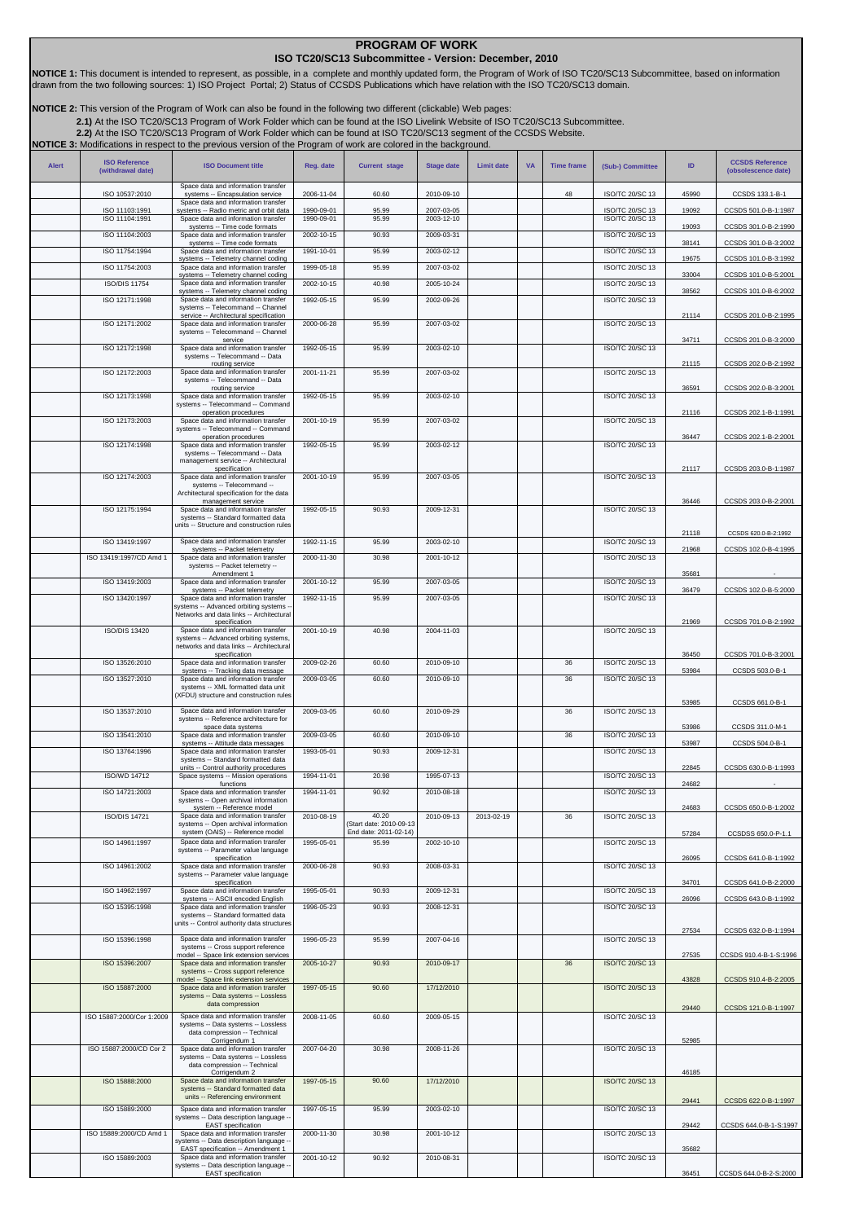# PROGRAM OF WORK

## ISO TC20/SC13 Subcommittee - Version: December, 2010

**NOTICE 1:** This document is intended to represent, as possible, in a complete and monthly updated form, the Program of Work of ISO TC20/SC13 Subcommittee, based on information drawn from the two following sources: 1) ISO Project Portal; 2) Status of CCSDS Publications which have relation with the ISO TC20/SC13 domain.

**NOTICE 2:** This version of the Program of Work can also be found in the following two different (clickable) Web pages:

**2.1)** At the ISO TC20/SC13 Program of Work Folder which can be found at the ISO Livelink Website of ISO TC20/SC13 Subcommittee.

**2.2)** At the ISO TC20/SC13 Program of Work Folder which can be found at ISO TC20/SC13 segment of the CCSDS Website.

**NOTICE 3:** Modifications in respect to the previous version of the Program of work are colored in the background.

| Alert | ISO Reference (withdrawal date) | ISO Document title | Reg. date | Current stage | Stage date | Limit date | VA | Time frame | (Sub-) Committee | ID | CCSDS Reference (obsolescence date) |
|---|---|---|---|---|---|---|---|---|---|---|---|
| | ISO 10537:2010 | Space data and information transfer systems -- Encapsulation service | 2006-11-04 | 60.60 | 2010-09-10 | | | 48 | ISO/TC 20/SC 13 | 45990 | CCSDS 133.1-B-1 |
| | ISO 11103:1991 | Space data and information transfer systems -- Radio metric and orbit data | 1990-09-01 | 95.99 | 2007-03-05 | | | | ISO/TC 20/SC 13 | 19092 | CCSDS 501.0-B-1:1987 |
| | ISO 11104:1991 | Space data and information transfer systems -- Time code formats | 1990-09-01 | 95.99 | 2003-12-10 | | | | ISO/TC 20/SC 13 | 19093 | CCSDS 301.0-B-2:1990 |
| | ISO 11104:2003 | Space data and information transfer systems -- Time code formats | 2002-10-15 | 90.93 | 2009-03-31 | | | | ISO/TC 20/SC 13 | 38141 | CCSDS 301.0-B-3:2002 |
| | ISO 11754:1994 | Space data and information transfer systems -- Telemetry channel coding | 1991-10-01 | 95.99 | 2003-02-12 | | | | ISO/TC 20/SC 13 | 19675 | CCSDS 101.0-B-3:1992 |
| | ISO 11754:2003 | Space data and information transfer systems -- Telemetry channel coding | 1999-05-18 | 95.99 | 2007-03-02 | | | | ISO/TC 20/SC 13 | 33004 | CCSDS 101.0-B-5:2001 |
| | ISO/DIS 11754 | Space data and information transfer systems -- Telemetry channel coding | 2002-10-15 | 40.98 | 2005-10-24 | | | | ISO/TC 20/SC 13 | 38562 | CCSDS 101.0-B-6:2002 |
| | ISO 12171:1998 | Space data and information transfer systems -- Telecommand -- Channel service -- Architectural specification | 1992-05-15 | 95.99 | 2002-09-26 | | | | ISO/TC 20/SC 13 | 21114 | CCSDS 201.0-B-2:1995 |
| | ISO 12171:2002 | Space data and information transfer systems -- Telecommand -- Channel service | 2000-06-28 | 95.99 | 2007-03-02 | | | | ISO/TC 20/SC 13 | 34711 | CCSDS 201.0-B-3:2000 |
| | ISO 12172:1998 | Space data and information transfer systems -- Telecommand -- Data routing service | 1992-05-15 | 95.99 | 2003-02-10 | | | | ISO/TC 20/SC 13 | 21115 | CCSDS 202.0-B-2:1992 |
| | ISO 12172:2003 | Space data and information transfer systems -- Telecommand -- Data routing service | 2001-11-21 | 95.99 | 2007-03-02 | | | | ISO/TC 20/SC 13 | 36591 | CCSDS 202.0-B-3:2001 |
| | ISO 12173:1998 | Space data and information transfer systems -- Telecommand -- Command operation procedures | 1992-05-15 | 95.99 | 2003-02-10 | | | | ISO/TC 20/SC 13 | 21116 | CCSDS 202.1-B-1:1991 |
| | ISO 12173:2003 | Space data and information transfer systems -- Telecommand -- Command operation procedures | 2001-10-19 | 95.99 | 2007-03-02 | | | | ISO/TC 20/SC 13 | 36447 | CCSDS 202.1-B-2:2001 |
| | ISO 12174:1998 | Space data and information transfer systems -- Telecommand -- Data management service -- Architectural specification | 1992-05-15 | 95.99 | 2003-02-12 | | | | ISO/TC 20/SC 13 | 21117 | CCSDS 203.0-B-1:1987 |
| | ISO 12174:2003 | Space data and information transfer systems -- Telecommand -- Architectural specification for the data management service | 2001-10-19 | 95.99 | 2007-03-05 | | | | ISO/TC 20/SC 13 | 36446 | CCSDS 203.0-B-2:2001 |
| | ISO 12175:1994 | Space data and information transfer systems -- Standard formatted data units -- Structure and construction rules | 1992-05-15 | 90.93 | 2009-12-31 | | | | ISO/TC 20/SC 13 | 21118 | CCSDS 620.0-B-2:1992 |
| | ISO 13419:1997 | Space data and information transfer systems -- Packet telemetry | 1992-11-15 | 95.99 | 2003-02-10 | | | | ISO/TC 20/SC 13 | 21968 | CCSDS 102.0-B-4:1995 |
| | ISO 13419:1997/CD Amd 1 | Space data and information transfer systems -- Packet telemetry -- Amendment 1 | 2000-11-30 | 30.98 | 2001-10-12 | | | | ISO/TC 20/SC 13 | 35681 | - |
| | ISO 13419:2003 | Space data and information transfer systems -- Packet telemetry | 2001-10-12 | 95.99 | 2007-03-05 | | | | ISO/TC 20/SC 13 | 36479 | CCSDS 102.0-B-5:2000 |
| | ISO 13420:1997 | Space data and information transfer systems -- Advanced orbiting systems -- Networks and data links -- Architectural specification | 1992-11-15 | 95.99 | 2007-03-05 | | | | ISO/TC 20/SC 13 | 21969 | CCSDS 701.0-B-2:1992 |
| | ISO/DIS 13420 | Space data and information transfer systems -- Advanced orbiting systems, networks and data links -- Architectural specification | 2001-10-19 | 40.98 | 2004-11-03 | | | | ISO/TC 20/SC 13 | 36450 | CCSDS 701.0-B-3:2001 |
| | ISO 13526:2010 | Space data and information transfer systems -- Tracking data message | 2009-02-26 | 60.60 | 2010-09-10 | | | 36 | ISO/TC 20/SC 13 | 53984 | CCSDS 503.0-B-1 |
| | ISO 13527:2010 | Space data and information transfer systems -- XML formatted data unit (XFDU) structure and construction rules | 2009-03-05 | 60.60 | 2010-09-10 | | | 36 | ISO/TC 20/SC 13 | 53985 | CCSDS 661.0-B-1 |
| | ISO 13537:2010 | Space data and information transfer systems -- Reference architecture for space data systems | 2009-03-05 | 60.60 | 2010-09-29 | | | 36 | ISO/TC 20/SC 13 | 53986 | CCSDS 311.0-M-1 |
| | ISO 13541:2010 | Space data and information transfer systems -- Attitude data messages | 2009-03-05 | 60.60 | 2010-09-10 | | | 36 | ISO/TC 20/SC 13 | 53987 | CCSDS 504.0-B-1 |
| | ISO 13764:1996 | Space data and information transfer systems -- Standard formatted data units -- Control authority procedures | 1993-05-01 | 90.93 | 2009-12-31 | | | | ISO/TC 20/SC 13 | 22845 | CCSDS 630.0-B-1:1993 |
| | ISO/WD 14712 | Space systems -- Mission operations functions | 1994-11-01 | 20.98 | 1995-07-13 | | | | ISO/TC 20/SC 13 | 24682 | - |
| | ISO 14721:2003 | Space data and information transfer systems -- Open archival information system -- Reference model | 1994-11-01 | 90.92 | 2010-08-18 | | | | ISO/TC 20/SC 13 | 24683 | CCSDS 650.0-B-1:2002 |
| | ISO/DIS 14721 | Space data and information transfer systems -- Open archival information system (OAIS) -- Reference model | 2010-08-19 | 40.20 (Start date: 2010-09-13 End date: 2011-02-14) | 2010-09-13 | 2013-02-19 | | 36 | ISO/TC 20/SC 13 | 57284 | CCSDSS 650.0-P-1.1 |
| | ISO 14961:1997 | Space data and information transfer systems -- Parameter value language specification | 1995-05-01 | 95.99 | 2002-10-10 | | | | ISO/TC 20/SC 13 | 26095 | CCSDS 641.0-B-1:1992 |
| | ISO 14961:2002 | Space data and information transfer systems -- Parameter value language specification | 2000-06-28 | 90.93 | 2008-03-31 | | | | ISO/TC 20/SC 13 | 34701 | CCSDS 641.0-B-2:2000 |
| | ISO 14962:1997 | Space data and information transfer systems -- ASCII encoded English | 1995-05-01 | 90.93 | 2009-12-31 | | | | ISO/TC 20/SC 13 | 26096 | CCSDS 643.0-B-1:1992 |
| | ISO 15395:1998 | Space data and information transfer systems -- Standard formatted data units -- Control authority data structures | 1996-05-23 | 90.93 | 2008-12-31 | | | | ISO/TC 20/SC 13 | 27534 | CCSDS 632.0-B-1:1994 |
| | ISO 15396:1998 | Space data and information transfer systems -- Cross support reference model -- Space link extension services | 1996-05-23 | 95.99 | 2007-04-16 | | | | ISO/TC 20/SC 13 | 27535 | CCSDS 910.4-B-1-S:1996 |
| | ISO 15396:2007 | Space data and information transfer systems -- Cross support reference model -- Space link extension services | 2005-10-27 | 90.93 | 2010-09-17 | | | 36 | ISO/TC 20/SC 13 | 43828 | CCSDS 910.4-B-2:2005 |
| | ISO 15887:2000 | Space data and information transfer systems -- Data systems -- Lossless data compression | 1997-05-15 | 90.60 | 17/12/2010 | | | | ISO/TC 20/SC 13 | 29440 | CCSDS 121.0-B-1:1997 |
| | ISO 15887:2000/Cor 1:2009 | Space data and information transfer systems -- Data systems -- Lossless data compression -- Technical Corrigendum 1 | 2008-11-05 | 60.60 | 2009-05-15 | | | | ISO/TC 20/SC 13 | 52985 | |
| | ISO 15887:2000/CD Cor 2 | Space data and information transfer systems -- Data systems -- Lossless data compression -- Technical Corrigendum 2 | 2007-04-20 | 30.98 | 2008-11-26 | | | | ISO/TC 20/SC 13 | 46185 | |
| | ISO 15888:2000 | Space data and information transfer systems -- Standard formatted data units -- Referencing environment | 1997-05-15 | 90.60 | 17/12/2010 | | | | ISO/TC 20/SC 13 | 29441 | CCSDS 622.0-B-1:1997 |
| | ISO 15889:2000 | Space data and information transfer systems -- Data description language -- EAST specification | 1997-05-15 | 95.99 | 2003-02-10 | | | | ISO/TC 20/SC 13 | 29442 | CCSDS 644.0-B-1-S:1997 |
| | ISO 15889:2000/CD Amd 1 | Space data and information transfer systems -- Data description language -- EAST specification -- Amendment 1 | 2000-11-30 | 30.98 | 2001-10-12 | | | | ISO/TC 20/SC 13 | 35682 | |
| | ISO 15889:2003 | Space data and information transfer systems -- Data description language -- EAST specification | 2001-10-12 | 90.92 | 2010-08-31 | | | | ISO/TC 20/SC 13 | 36451 | CCSDS 644.0-B-2-S:2000 |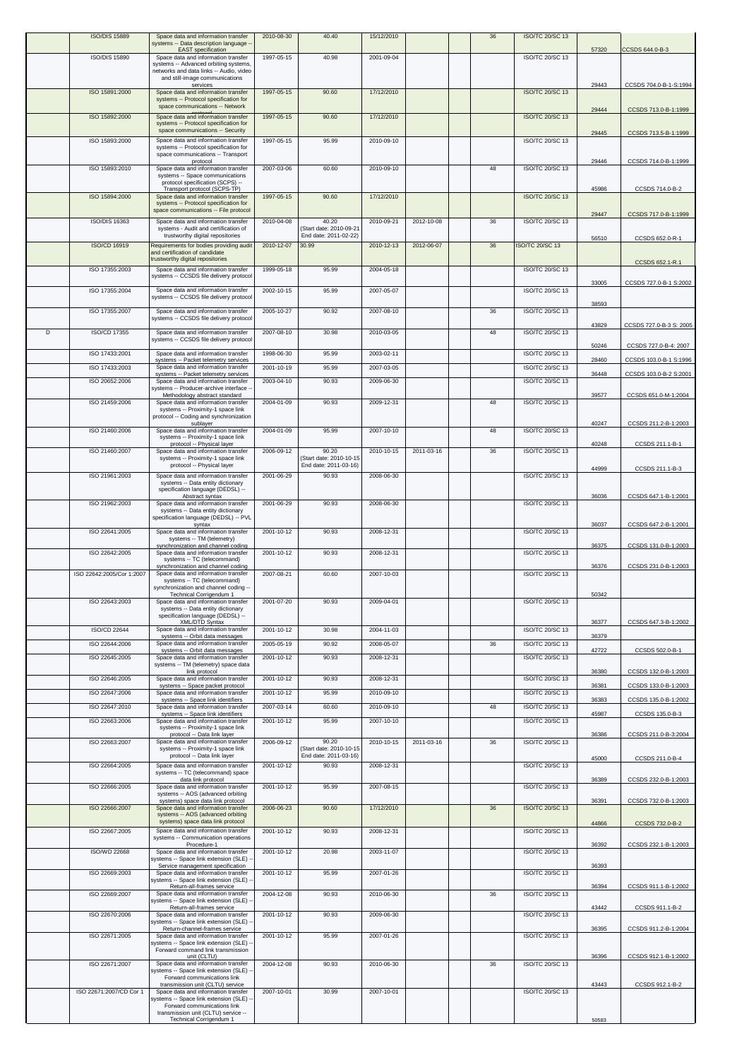|  | ISO/DIS 15889 | Space data and information transfer systems -- Data description language -- EAST specification | 2010-08-30 | 40.40 | 15/12/2010 |  |  | 36 | ISO/TC 20/SC 13 | 57320 | CCSDS 644.0-B-3 |
|---|---|---|---|---|---|---|---|---|---|---|---|
|  | ISO/DIS 15890 | Space data and information transfer systems -- Advanced orbiting systems, networks and data links -- Audio, video and still-image communications services | 1997-05-15 | 40.98 | 2001-09-04 |  |  |  | ISO/TC 20/SC 13 | 29443 | CCSDS 704.0-B-1-S:1994 |
|  | ISO 15891:2000 | Space data and information transfer systems -- Protocol specification for space communications -- Network protocol | 1997-05-15 | 90.60 | 17/12/2010 |  |  |  | ISO/TC 20/SC 13 | 29444 | CCSDS 713.0-B-1:1999 |
|  | ISO 15892:2000 | Space data and information transfer systems -- Protocol specification for space communications -- Security protocol | 1997-05-15 | 90.60 | 17/12/2010 |  |  |  | ISO/TC 20/SC 13 | 29445 | CCSDS 713.5-B-1:1999 |
|  | ISO 15893:2000 | Space data and information transfer systems -- Protocol specification for space communications -- Transport protocol | 1997-05-15 | 95.99 | 2010-09-10 |  |  |  | ISO/TC 20/SC 13 | 29446 | CCSDS 714.0-B-1:1999 |
|  | ISO 15893:2010 | Space data and information transfer systems -- Space communications protocol specification (SCPS) -- Transport protocol (SCPS-TP) | 2007-03-06 | 60.60 | 2010-09-10 |  |  | 48 | ISO/TC 20/SC 13 | 45986 | CCSDS 714.0-B-2 |
|  | ISO 15894:2000 | Space data and information transfer systems -- Protocol specification for space communications -- File protocol | 1997-05-15 | 90.60 | 17/12/2010 |  |  |  | ISO/TC 20/SC 13 | 29447 | CCSDS 717.0-B-1:1999 |
|  | ISO/DIS 16363 | Space data and information transfer systems - Audit and certification of trustworthy digital repositories | 2010-04-08 | 40.20 (Start date: 2010-09-21 End date: 2011-02-22) | 2010-09-21 | 2012-10-08 |  | 36 | ISO/TC 20/SC 13 | 56510 | CCSDS 652.0-R-1 |
|  | ISO/CD 16919 | Requirements for bodies providing audit and certification of candidate trustworthy digital repositories | 2010-12-07 | 30.99 | 2010-12-13 | 2012-06-07 |  | 36 | ISO/TC 20/SC 13 |  | CCSDS 652.1-R.1 |
|  | ISO 17355:2003 | Space data and information transfer systems -- CCSDS file delivery protocol | 1999-05-18 | 95.99 | 2004-05-18 |  |  |  | ISO/TC 20/SC 13 | 33005 | CCSDS 727.0-B-1 S:2002 |
|  | ISO 17355:2004 | Space data and information transfer systems -- CCSDS file delivery protocol | 2002-10-15 | 95.99 | 2007-05-07 |  |  |  | ISO/TC 20/SC 13 | 38593 |  |
|  | ISO 17355:2007 | Space data and information transfer systems -- CCSDS file delivery protocol | 2005-10-27 | 90.92 | 2007-08-10 |  |  | 36 | ISO/TC 20/SC 13 | 43829 | CCSDS 727.0-B-3 S: 2005 |
| D | ISO/CD 17355 | Space data and information transfer systems -- CCSDS file delivery protocol | 2007-08-10 | 30.98 | 2010-03-05 |  |  | 48 | ISO/TC 20/SC 13 | 50246 | CCSDS 727.0-B-4: 2007 |
|  | ISO 17433:2001 | Space data and information transfer systems -- Packet telemetry services | 1998-06-30 | 95.99 | 2003-02-11 |  |  |  | ISO/TC 20/SC 13 | 28460 | CCSDS 103.0-B-1 S:1996 |
|  | ISO 17433:2003 | Space data and information transfer systems -- Packet telemetry services | 2001-10-19 | 95.99 | 2007-03-05 |  |  |  | ISO/TC 20/SC 13 | 36448 | CCSDS 103.0-B-2 S:2001 |
|  | ISO 20652:2006 | Space data and information transfer systems -- Producer-archive interface -- Methodology abstract standard | 2003-04-10 | 90.93 | 2009-06-30 |  |  |  | ISO/TC 20/SC 13 | 39577 | CCSDS 651.0-M-1:2004 |
|  | ISO 21459:2006 | Space data and information transfer systems -- Proximity-1 space link protocol -- Coding and synchronization sublayer | 2004-01-09 | 90.93 | 2009-12-31 |  |  | 48 | ISO/TC 20/SC 13 | 40247 | CCSDS 211.2-B-1:2003 |
|  | ISO 21460:2006 | Space data and information transfer systems -- Proximity-1 space link protocol -- Physical layer | 2004-01-09 | 95.99 | 2007-10-10 |  |  | 48 | ISO/TC 20/SC 13 | 40248 | CCSDS 211.1-B-1 |
|  | ISO 21460:2007 | Space data and information transfer systems -- Proximity-1 space link protocol -- Physical layer | 2006-09-12 | 90.20 (Start date: 2010-10-15 End date: 2011-03-16) | 2010-10-15 | 2011-03-16 |  | 36 | ISO/TC 20/SC 13 | 44999 | CCSDS 211.1-B-3 |
|  | ISO 21961:2003 | Space data and information transfer systems -- Data entity dictionary specification language (DEDSL) -- Abstract syntax | 2001-06-29 | 90.93 | 2008-06-30 |  |  |  | ISO/TC 20/SC 13 | 36036 | CCSDS 647.1-B-1:2001 |
|  | ISO 21962:2003 | Space data and information transfer systems -- Data entity dictionary specification language (DEDSL) -- PVL syntax | 2001-06-29 | 90.93 | 2008-06-30 |  |  |  | ISO/TC 20/SC 13 | 36037 | CCSDS 647.2-B-1:2001 |
|  | ISO 22641:2005 | Space data and information transfer systems -- TM (telemetry) synchronization and channel coding | 2001-10-12 | 90.93 | 2008-12-31 |  |  |  | ISO/TC 20/SC 13 | 36375 | CCSDS 131.0-B-1:2003 |
|  | ISO 22642:2005 | Space data and information transfer systems -- TC (telecommand) synchronization and channel coding | 2001-10-12 | 90.93 | 2008-12-31 |  |  |  | ISO/TC 20/SC 13 | 36376 | CCSDS 231.0-B-1:2003 |
|  | ISO 22642:2005/Cor 1:2007 | Space data and information transfer systems -- TC (telecommand) synchronization and channel coding -- Technical Corrigendum 1 | 2007-08-21 | 60.60 | 2007-10-03 |  |  |  | ISO/TC 20/SC 13 | 50342 |  |
|  | ISO 22643:2003 | Space data and information transfer systems -- Data entity dictionary specification language (DEDSL) -- XML/DTD Syntax | 2001-07-20 | 90.93 | 2009-04-01 |  |  |  | ISO/TC 20/SC 13 | 36377 | CCSDS 647.3-B-1:2002 |
|  | ISO/CD 22644 | Space data and information transfer systems -- Orbit data messages | 2001-10-12 | 30.98 | 2004-11-03 |  |  |  | ISO/TC 20/SC 13 | 36379 |  |
|  | ISO 22644:2006 | Space data and information transfer systems -- Orbit data messages | 2005-05-19 | 90.92 | 2008-05-07 |  |  | 36 | ISO/TC 20/SC 13 | 42722 | CCSDS 502.0-B-1 |
|  | ISO 22645:2005 | Space data and information transfer systems -- TM (telemetry) space data link protocol | 2001-10-12 | 90.93 | 2008-12-31 |  |  |  | ISO/TC 20/SC 13 | 36380 | CCSDS 132.0-B-1:2003 |
|  | ISO 22646:2005 | Space data and information transfer systems -- Space packet protocol | 2001-10-12 | 90.93 | 2008-12-31 |  |  |  | ISO/TC 20/SC 13 | 36381 | CCSDS 133.0-B-1:2003 |
|  | ISO 22647:2006 | Space data and information transfer systems -- Space link identifiers | 2001-10-12 | 95.99 | 2010-09-10 |  |  |  | ISO/TC 20/SC 13 | 36383 | CCSDS 135.0-B-1:2002 |
|  | ISO 22647:2010 | Space data and information transfer systems -- Space link identifiers | 2007-03-14 | 60.60 | 2010-09-10 |  |  | 48 | ISO/TC 20/SC 13 | 45987 | CCSDS 135.0-B-3 |
|  | ISO 22663:2006 | Space data and information transfer systems -- Proximity-1 space link protocol -- Data link layer | 2001-10-12 | 95.99 | 2007-10-10 |  |  |  | ISO/TC 20/SC 13 | 36386 | CCSDS 211.0-B-3:2004 |
|  | ISO 22663:2007 | Space data and information transfer systems -- Proximity-1 space link protocol -- Data link layer | 2006-09-12 | 90.20 (Start date: 2010-10-15 End date: 2011-03-16) | 2010-10-15 | 2011-03-16 |  | 36 | ISO/TC 20/SC 13 | 45000 | CCSDS 211.0-B-4 |
|  | ISO 22664:2005 | Space data and information transfer systems -- TC (telecommand) space data link protocol | 2001-10-12 | 90.93 | 2008-12-31 |  |  |  | ISO/TC 20/SC 13 | 36389 | CCSDS 232.0-B-1:2003 |
|  | ISO 22666:2005 | Space data and information transfer systems -- AOS (advanced orbiting systems) space data link protocol | 2001-10-12 | 95.99 | 2007-08-15 |  |  |  | ISO/TC 20/SC 13 | 36391 | CCSDS 732.0-B-1:2003 |
|  | ISO 22666:2007 | Space data and information transfer systems -- AOS (advanced orbiting systems) space data link protocol | 2006-06-23 | 90.60 | 17/12/2010 |  |  | 36 | ISO/TC 20/SC 13 | 44866 | CCSDS 732.0-B-2 |
|  | ISO 22667:2005 | Space data and information transfer systems -- Communication operations Procedure-1 | 2001-10-12 | 90.93 | 2008-12-31 |  |  |  | ISO/TC 20/SC 13 | 36392 | CCSDS 232.1-B-1:2003 |
|  | ISO/WD 22668 | Space data and information transfer systems -- Space link extension (SLE) -- Service management specification | 2001-10-12 | 20.98 | 2003-11-07 |  |  |  | ISO/TC 20/SC 13 | 36393 |  |
|  | ISO 22669:2003 | Space data and information transfer systems -- Space link extension (SLE) -- Return-all-frames service | 2001-10-12 | 95.99 | 2007-01-26 |  |  |  | ISO/TC 20/SC 13 | 36394 | CCSDS 911.1-B-1:2002 |
|  | ISO 22669:2007 | Space data and information transfer systems -- Space link extension (SLE) -- Return-all-frames service | 2004-12-08 | 90.93 | 2010-06-30 |  |  | 36 | ISO/TC 20/SC 13 | 43442 | CCSDS 911.1-B-2 |
|  | ISO 22670:2006 | Space data and information transfer systems -- Space link extension (SLE) -- Return-channel-frames service | 2001-10-12 | 90.93 | 2009-06-30 |  |  |  | ISO/TC 20/SC 13 | 36395 | CCSDS 911.2-B-1:2004 |
|  | ISO 22671:2005 | Space data and information transfer systems -- Space link extension (SLE) -- Forward command link transmission unit (CLTU) | 2001-10-12 | 95.99 | 2007-01-26 |  |  |  | ISO/TC 20/SC 13 | 36396 | CCSDS 912.1-B-1:2002 |
|  | ISO 22671:2007 | Space data and information transfer systems -- Space link extension (SLE) -- Forward communications link transmission unit (CLTU) service | 2004-12-08 | 90.93 | 2010-06-30 |  |  | 36 | ISO/TC 20/SC 13 | 43443 | CCSDS 912.1-B-2 |
|  | ISO 22671:2007/CD Cor 1 | Space data and information transfer systems -- Space link extension (SLE) -- Forward communications link transmission unit (CLTU) service -- Technical Corrigendum 1 | 2007-10-01 | 30.99 | 2007-10-01 |  |  |  | ISO/TC 20/SC 13 | 50583 |  |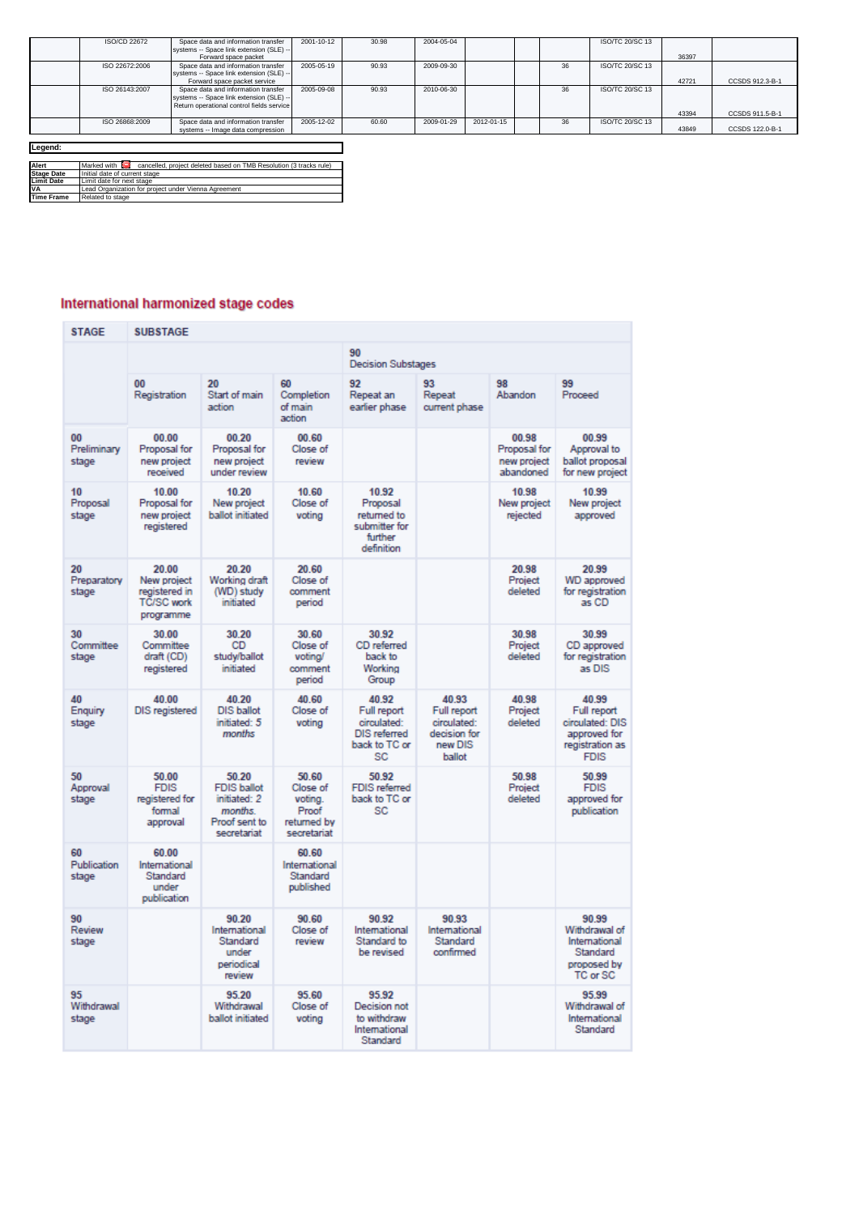| | | | | | | | | | | | |
|---|---|---|---|---|---|---|---|---|---|---|---|
| | ISO/CD 22672 | Space data and information transfer systems -- Space link extension (SLE) -- Forward space packet | 2001-10-12 | 30.98 | 2004-05-04 | | | | ISO/TC 20/SC 13 | 36397 | |
| | ISO 22672:2006 | Space data and information transfer systems -- Space link extension (SLE) -- Forward space packet service | 2005-05-19 | 90.93 | 2009-09-30 | | | 36 | ISO/TC 20/SC 13 | 42721 | CCSDS 912.3-B-1 |
| | ISO 26143:2007 | Space data and information transfer systems -- Space link extension (SLE) -- Return operational control fields service | 2005-09-08 | 90.93 | 2010-06-30 | | | 36 | ISO/TC 20/SC 13 | 43394 | CCSDS 911.5-B-1 |
| | ISO 26868:2009 | Space data and information transfer systems -- Image data compression | 2005-12-02 | 60.60 | 2009-01-29 | 2012-01-15 | | 36 | ISO/TC 20/SC 13 | 43849 | CCSDS 122.0-B-1 |

**Legend:**

| | |
|---|---|
| **Alert** | Marked with cancelled, project deleted based on TMB Resolution (3 tracks rule) |
| **Stage Date** | Initial date of current stage |
| **Limit Date** | Limit date for next stage |
| **VA** | Lead Organization for project under Vienna Agreement |
| **Time Frame** | Related to stage |

## International harmonized stage codes

| STAGE | SUBSTAGE | | | | | | |
|---|---|---|---|---|---|---|---|
| | | | | 90 Decision Substages | | | |
| | 00 Registration | 20 Start of main action | 60 Completion of main action | 92 Repeat an earlier phase | 93 Repeat current phase | 98 Abandon | 99 Proceed |
| 00 Preliminary stage | 00.00 Proposal for new project received | 00.20 Proposal for new project under review | 00.60 Close of review | | | 00.98 Proposal for new project abandoned | 00.99 Approval to ballot proposal for new project |
| 10 Proposal stage | 10.00 Proposal for new project registered | 10.20 New project ballot initiated | 10.60 Close of voting | 10.92 Proposal returned to submitter for further definition | | 10.98 New project rejected | 10.99 New project approved |
| 20 Preparatory stage | 20.00 New project registered in TC/SC work programme | 20.20 Working draft (WD) study initiated | 20.60 Close of comment period | | | 20.98 Project deleted | 20.99 WD approved for registration as CD |
| 30 Committee stage | 30.00 Committee draft (CD) registered | 30.20 CD study/ballot initiated | 30.60 Close of voting/ comment period | 30.92 CD referred back to Working Group | | 30.98 Project deleted | 30.99 CD approved for registration as DIS |
| 40 Enquiry stage | 40.00 DIS registered | 40.20 DIS ballot initiated: 5 *months* | 40.60 Close of voting | 40.92 Full report circulated: DIS referred back to TC or SC | 40.93 Full report circulated: decision for new DIS ballot | 40.98 Project deleted | 40.99 Full report circulated: DIS approved for registration as FDIS |
| 50 Approval stage | 50.00 FDIS registered for formal approval | 50.20 FDIS ballot initiated: 2 *months*. Proof sent to secretariat | 50.60 Close of voting. Proof returned by secretariat | 50.92 FDIS referred back to TC or SC | | 50.98 Project deleted | 50.99 FDIS approved for publication |
| 60 Publication stage | 60.00 International Standard under publication | | 60.60 International Standard published | | | | |
| 90 Review stage | | 90.20 International Standard under periodical review | 90.60 Close of review | 90.92 International Standard to be revised | 90.93 International Standard confirmed | | 90.99 Withdrawal of International Standard proposed by TC or SC |
| 95 Withdrawal stage | | 95.20 Withdrawal ballot initiated | 95.60 Close of voting | 95.92 Decision not to withdraw International Standard | | | 95.99 Withdrawal of International Standard |